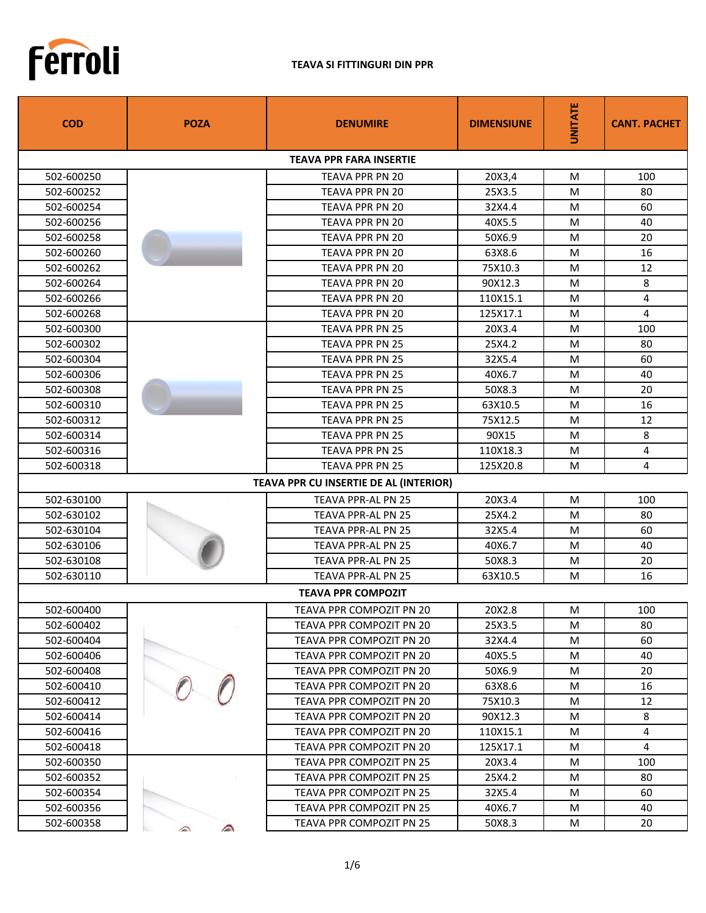ferroli

# TEAVA SI FITTINGURI DIN PPR

| COD | POZA | DENUMIRE | DIMENSIUNE | UNITATE | CANT. PACHET |
|---|---|---|---|---|---|
| **TEAVA PPR FARA INSERTIE** | | | | | |
| 502-600250 | | TEAVA PPR PN 20 | 20X3,4 | M | 100 |
| 502-600252 | | TEAVA PPR PN 20 | 25X3.5 | M | 80 |
| 502-600254 | | TEAVA PPR PN 20 | 32X4.4 | M | 60 |
| 502-600256 | | TEAVA PPR PN 20 | 40X5.5 | M | 40 |
| 502-600258 | | TEAVA PPR PN 20 | 50X6.9 | M | 20 |
| 502-600260 | | TEAVA PPR PN 20 | 63X8.6 | M | 16 |
| 502-600262 | | TEAVA PPR PN 20 | 75X10.3 | M | 12 |
| 502-600264 | | TEAVA PPR PN 20 | 90X12.3 | M | 8 |
| 502-600266 | | TEAVA PPR PN 20 | 110X15.1 | M | 4 |
| 502-600268 | | TEAVA PPR PN 20 | 125X17.1 | M | 4 |
| 502-600300 | | TEAVA PPR PN 25 | 20X3.4 | M | 100 |
| 502-600302 | | TEAVA PPR PN 25 | 25X4.2 | M | 80 |
| 502-600304 | | TEAVA PPR PN 25 | 32X5.4 | M | 60 |
| 502-600306 | | TEAVA PPR PN 25 | 40X6.7 | M | 40 |
| 502-600308 | | TEAVA PPR PN 25 | 50X8.3 | M | 20 |
| 502-600310 | | TEAVA PPR PN 25 | 63X10.5 | M | 16 |
| 502-600312 | | TEAVA PPR PN 25 | 75X12.5 | M | 12 |
| 502-600314 | | TEAVA PPR PN 25 | 90X15 | M | 8 |
| 502-600316 | | TEAVA PPR PN 25 | 110X18.3 | M | 4 |
| 502-600318 | | TEAVA PPR PN 25 | 125X20.8 | M | 4 |
| **TEAVA PPR CU INSERTIE DE AL (INTERIOR)** | | | | | |
| 502-630100 | | TEAVA PPR-AL PN 25 | 20X3.4 | M | 100 |
| 502-630102 | | TEAVA PPR-AL PN 25 | 25X4.2 | M | 80 |
| 502-630104 | | TEAVA PPR-AL PN 25 | 32X5.4 | M | 60 |
| 502-630106 | | TEAVA PPR-AL PN 25 | 40X6.7 | M | 40 |
| 502-630108 | | TEAVA PPR-AL PN 25 | 50X8.3 | M | 20 |
| 502-630110 | | TEAVA PPR-AL PN 25 | 63X10.5 | M | 16 |
| **TEAVA PPR COMPOZIT** | | | | | |
| 502-600400 | | TEAVA PPR COMPOZIT PN 20 | 20X2.8 | M | 100 |
| 502-600402 | | TEAVA PPR COMPOZIT PN 20 | 25X3.5 | M | 80 |
| 502-600404 | | TEAVA PPR COMPOZIT PN 20 | 32X4.4 | M | 60 |
| 502-600406 | | TEAVA PPR COMPOZIT PN 20 | 40X5.5 | M | 40 |
| 502-600408 | | TEAVA PPR COMPOZIT PN 20 | 50X6.9 | M | 20 |
| 502-600410 | | TEAVA PPR COMPOZIT PN 20 | 63X8.6 | M | 16 |
| 502-600412 | | TEAVA PPR COMPOZIT PN 20 | 75X10.3 | M | 12 |
| 502-600414 | | TEAVA PPR COMPOZIT PN 20 | 90X12.3 | M | 8 |
| 502-600416 | | TEAVA PPR COMPOZIT PN 20 | 110X15.1 | M | 4 |
| 502-600418 | | TEAVA PPR COMPOZIT PN 20 | 125X17.1 | M | 4 |
| 502-600350 | | TEAVA PPR COMPOZIT PN 25 | 20X3.4 | M | 100 |
| 502-600352 | | TEAVA PPR COMPOZIT PN 25 | 25X4.2 | M | 80 |
| 502-600354 | | TEAVA PPR COMPOZIT PN 25 | 32X5.4 | M | 60 |
| 502-600356 | | TEAVA PPR COMPOZIT PN 25 | 40X6.7 | M | 40 |
| 502-600358 | | TEAVA PPR COMPOZIT PN 25 | 50X8.3 | M | 20 |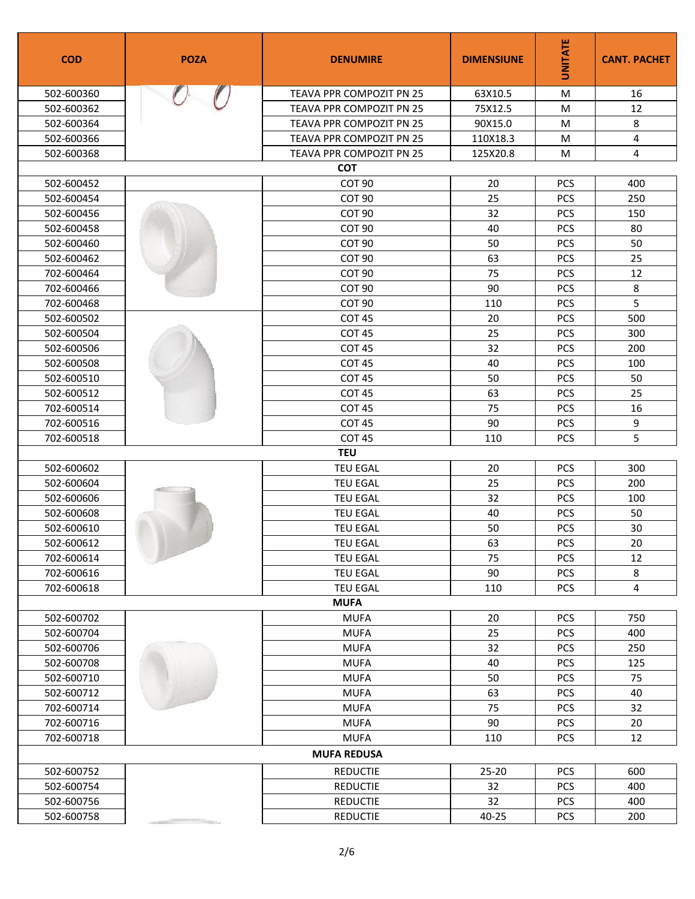| COD | POZA | DENUMIRE | DIMENSIUNE | UNITATE | CANT. PACHET |
|---|---|---|---|---|---|
| 502-600360 | | TEAVA PPR COMPOZIT PN 25 | 63X10.5 | M | 16 |
| 502-600362 | | TEAVA PPR COMPOZIT PN 25 | 75X12.5 | M | 12 |
| 502-600364 | | TEAVA PPR COMPOZIT PN 25 | 90X15.0 | M | 8 |
| 502-600366 | | TEAVA PPR COMPOZIT PN 25 | 110X18.3 | M | 4 |
| 502-600368 | | TEAVA PPR COMPOZIT PN 25 | 125X20.8 | M | 4 |
| **COT** | | | | | |
| 502-600452 | | COT 90 | 20 | PCS | 400 |
| 502-600454 | | COT 90 | 25 | PCS | 250 |
| 502-600456 | | COT 90 | 32 | PCS | 150 |
| 502-600458 | | COT 90 | 40 | PCS | 80 |
| 502-600460 | | COT 90 | 50 | PCS | 50 |
| 502-600462 | | COT 90 | 63 | PCS | 25 |
| 702-600464 | | COT 90 | 75 | PCS | 12 |
| 702-600466 | | COT 90 | 90 | PCS | 8 |
| 702-600468 | | COT 90 | 110 | PCS | 5 |
| 502-600502 | | COT 45 | 20 | PCS | 500 |
| 502-600504 | | COT 45 | 25 | PCS | 300 |
| 502-600506 | | COT 45 | 32 | PCS | 200 |
| 502-600508 | | COT 45 | 40 | PCS | 100 |
| 502-600510 | | COT 45 | 50 | PCS | 50 |
| 502-600512 | | COT 45 | 63 | PCS | 25 |
| 702-600514 | | COT 45 | 75 | PCS | 16 |
| 702-600516 | | COT 45 | 90 | PCS | 9 |
| 702-600518 | | COT 45 | 110 | PCS | 5 |
| **TEU** | | | | | |
| 502-600602 | | TEU EGAL | 20 | PCS | 300 |
| 502-600604 | | TEU EGAL | 25 | PCS | 200 |
| 502-600606 | | TEU EGAL | 32 | PCS | 100 |
| 502-600608 | | TEU EGAL | 40 | PCS | 50 |
| 502-600610 | | TEU EGAL | 50 | PCS | 30 |
| 502-600612 | | TEU EGAL | 63 | PCS | 20 |
| 702-600614 | | TEU EGAL | 75 | PCS | 12 |
| 702-600616 | | TEU EGAL | 90 | PCS | 8 |
| 702-600618 | | TEU EGAL | 110 | PCS | 4 |
| **MUFA** | | | | | |
| 502-600702 | | MUFA | 20 | PCS | 750 |
| 502-600704 | | MUFA | 25 | PCS | 400 |
| 502-600706 | | MUFA | 32 | PCS | 250 |
| 502-600708 | | MUFA | 40 | PCS | 125 |
| 502-600710 | | MUFA | 50 | PCS | 75 |
| 502-600712 | | MUFA | 63 | PCS | 40 |
| 702-600714 | | MUFA | 75 | PCS | 32 |
| 702-600716 | | MUFA | 90 | PCS | 20 |
| 702-600718 | | MUFA | 110 | PCS | 12 |
| **MUFA REDUSA** | | | | | |
| 502-600752 | | REDUCTIE | 25-20 | PCS | 600 |
| 502-600754 | | REDUCTIE | 32 | PCS | 400 |
| 502-600756 | | REDUCTIE | 32 | PCS | 400 |
| 502-600758 | | REDUCTIE | 40-25 | PCS | 200 |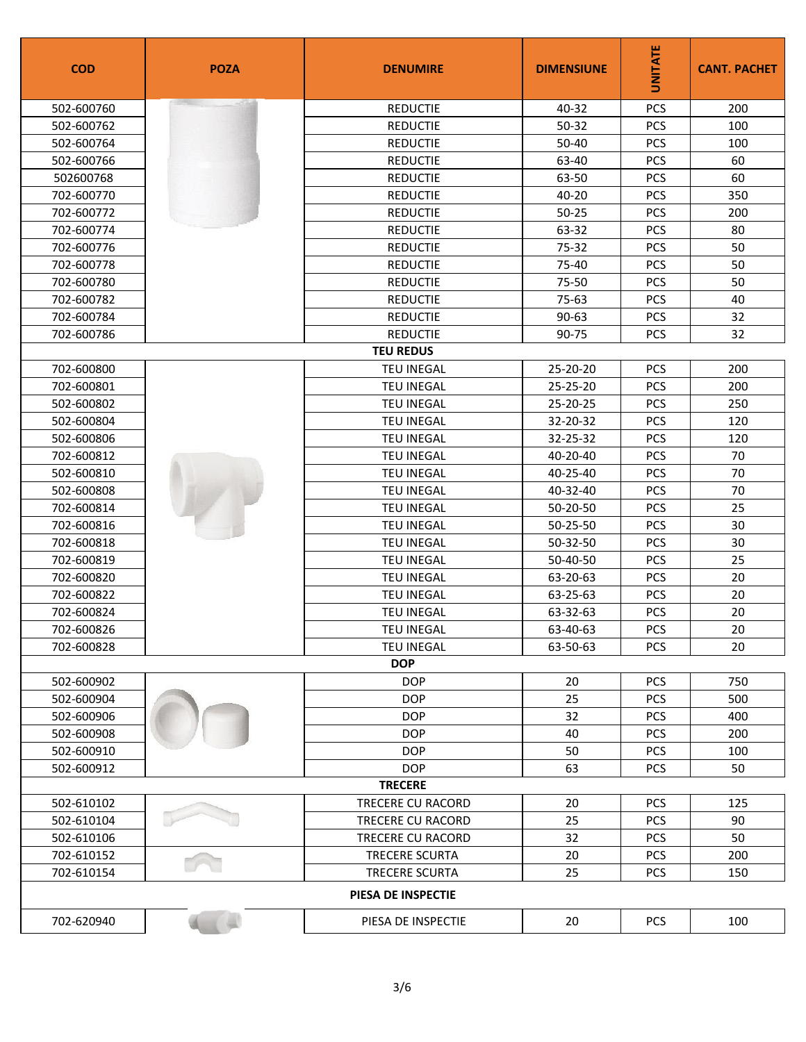| COD | POZA | DENUMIRE | DIMENSIUNE | UNITATE | CANT. PACHET |
|---|---|---|---|---|---|
| 502-600760 | | REDUCTIE | 40-32 | PCS | 200 |
| 502-600762 | | REDUCTIE | 50-32 | PCS | 100 |
| 502-600764 | | REDUCTIE | 50-40 | PCS | 100 |
| 502-600766 | | REDUCTIE | 63-40 | PCS | 60 |
| 502600768 | | REDUCTIE | 63-50 | PCS | 60 |
| 702-600770 | | REDUCTIE | 40-20 | PCS | 350 |
| 702-600772 | | REDUCTIE | 50-25 | PCS | 200 |
| 702-600774 | | REDUCTIE | 63-32 | PCS | 80 |
| 702-600776 | | REDUCTIE | 75-32 | PCS | 50 |
| 702-600778 | | REDUCTIE | 75-40 | PCS | 50 |
| 702-600780 | | REDUCTIE | 75-50 | PCS | 50 |
| 702-600782 | | REDUCTIE | 75-63 | PCS | 40 |
| 702-600784 | | REDUCTIE | 90-63 | PCS | 32 |
| 702-600786 | | REDUCTIE | 90-75 | PCS | 32 |
| **TEU REDUS** | | | | | |
| 702-600800 | | TEU INEGAL | 25-20-20 | PCS | 200 |
| 702-600801 | | TEU INEGAL | 25-25-20 | PCS | 200 |
| 502-600802 | | TEU INEGAL | 25-20-25 | PCS | 250 |
| 502-600804 | | TEU INEGAL | 32-20-32 | PCS | 120 |
| 502-600806 | | TEU INEGAL | 32-25-32 | PCS | 120 |
| 702-600812 | | TEU INEGAL | 40-20-40 | PCS | 70 |
| 502-600810 | | TEU INEGAL | 40-25-40 | PCS | 70 |
| 502-600808 | | TEU INEGAL | 40-32-40 | PCS | 70 |
| 702-600814 | | TEU INEGAL | 50-20-50 | PCS | 25 |
| 702-600816 | | TEU INEGAL | 50-25-50 | PCS | 30 |
| 702-600818 | | TEU INEGAL | 50-32-50 | PCS | 30 |
| 702-600819 | | TEU INEGAL | 50-40-50 | PCS | 25 |
| 702-600820 | | TEU INEGAL | 63-20-63 | PCS | 20 |
| 702-600822 | | TEU INEGAL | 63-25-63 | PCS | 20 |
| 702-600824 | | TEU INEGAL | 63-32-63 | PCS | 20 |
| 702-600826 | | TEU INEGAL | 63-40-63 | PCS | 20 |
| 702-600828 | | TEU INEGAL | 63-50-63 | PCS | 20 |
| **DOP** | | | | | |
| 502-600902 | | DOP | 20 | PCS | 750 |
| 502-600904 | | DOP | 25 | PCS | 500 |
| 502-600906 | | DOP | 32 | PCS | 400 |
| 502-600908 | | DOP | 40 | PCS | 200 |
| 502-600910 | | DOP | 50 | PCS | 100 |
| 502-600912 | | DOP | 63 | PCS | 50 |
| **TRECERE** | | | | | |
| 502-610102 | | TRECERE CU RACORD | 20 | PCS | 125 |
| 502-610104 | | TRECERE CU RACORD | 25 | PCS | 90 |
| 502-610106 | | TRECERE CU RACORD | 32 | PCS | 50 |
| 702-610152 | | TRECERE SCURTA | 20 | PCS | 200 |
| 702-610154 | | TRECERE SCURTA | 25 | PCS | 150 |
| **PIESA DE INSPECTIE** | | | | | |
| 702-620940 | | PIESA DE INSPECTIE | 20 | PCS | 100 |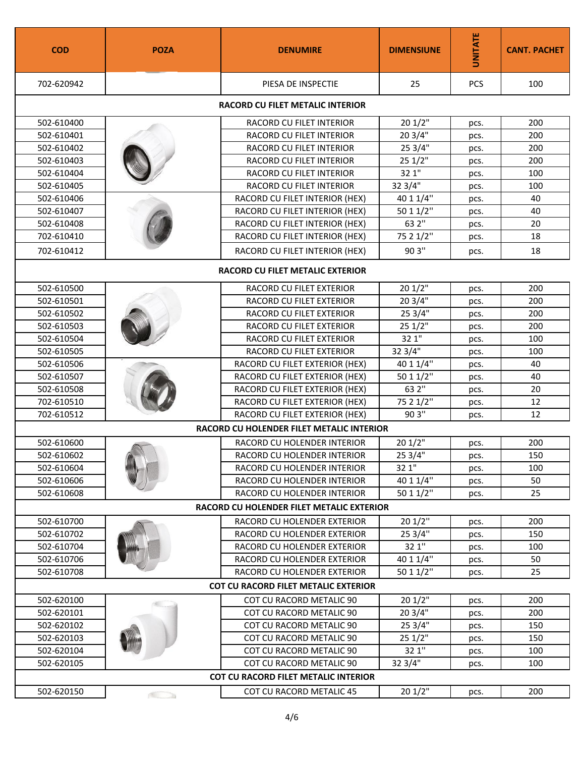| COD | POZA | DENUMIRE | DIMENSIUNE | UNITATE | CANT. PACHET |
|---|---|---|---|---|---|
| 702-620942 | | PIESA DE INSPECTIE | 25 | PCS | 100 |
| **RACORD CU FILET METALIC INTERIOR** | | | | | |
| 502-610400 | | RACORD CU FILET INTERIOR | 20 1/2" | pcs. | 200 |
| 502-610401 | | RACORD CU FILET INTERIOR | 20 3/4" | pcs. | 200 |
| 502-610402 | | RACORD CU FILET INTERIOR | 25 3/4" | pcs. | 200 |
| 502-610403 | | RACORD CU FILET INTERIOR | 25 1/2" | pcs. | 200 |
| 502-610404 | | RACORD CU FILET INTERIOR | 32 1" | pcs. | 100 |
| 502-610405 | | RACORD CU FILET INTERIOR | 32 3/4" | pcs. | 100 |
| 502-610406 | | RACORD CU FILET INTERIOR (HEX) | 40 1 1/4" | pcs. | 40 |
| 502-610407 | | RACORD CU FILET INTERIOR (HEX) | 50 1 1/2" | pcs. | 40 |
| 502-610408 | | RACORD CU FILET INTERIOR (HEX) | 63 2" | pcs. | 20 |
| 702-610410 | | RACORD CU FILET INTERIOR (HEX) | 75 2 1/2" | pcs. | 18 |
| 702-610412 | | RACORD CU FILET INTERIOR (HEX) | 90 3" | pcs. | 18 |
| **RACORD CU FILET METALIC EXTERIOR** | | | | | |
| 502-610500 | | RACORD CU FILET EXTERIOR | 20 1/2" | pcs. | 200 |
| 502-610501 | | RACORD CU FILET EXTERIOR | 20 3/4" | pcs. | 200 |
| 502-610502 | | RACORD CU FILET EXTERIOR | 25 3/4" | pcs. | 200 |
| 502-610503 | | RACORD CU FILET EXTERIOR | 25 1/2" | pcs. | 200 |
| 502-610504 | | RACORD CU FILET EXTERIOR | 32 1" | pcs. | 100 |
| 502-610505 | | RACORD CU FILET EXTERIOR | 32 3/4" | pcs. | 100 |
| 502-610506 | | RACORD CU FILET EXTERIOR (HEX) | 40 1 1/4" | pcs. | 40 |
| 502-610507 | | RACORD CU FILET EXTERIOR (HEX) | 50 1 1/2" | pcs. | 40 |
| 502-610508 | | RACORD CU FILET EXTERIOR (HEX) | 63 2" | pcs. | 20 |
| 702-610510 | | RACORD CU FILET EXTERIOR (HEX) | 75 2 1/2" | pcs. | 12 |
| 702-610512 | | RACORD CU FILET EXTERIOR (HEX) | 90 3" | pcs. | 12 |
| **RACORD CU HOLENDER FILET METALIC INTERIOR** | | | | | |
| 502-610600 | | RACORD CU HOLENDER INTERIOR | 20 1/2" | pcs. | 200 |
| 502-610602 | | RACORD CU HOLENDER INTERIOR | 25 3/4" | pcs. | 150 |
| 502-610604 | | RACORD CU HOLENDER INTERIOR | 32 1" | pcs. | 100 |
| 502-610606 | | RACORD CU HOLENDER INTERIOR | 40 1 1/4" | pcs. | 50 |
| 502-610608 | | RACORD CU HOLENDER INTERIOR | 50 1 1/2" | pcs. | 25 |
| **RACORD CU HOLENDER FILET METALIC EXTERIOR** | | | | | |
| 502-610700 | | RACORD CU HOLENDER EXTERIOR | 20 1/2" | pcs. | 200 |
| 502-610702 | | RACORD CU HOLENDER EXTERIOR | 25 3/4" | pcs. | 150 |
| 502-610704 | | RACORD CU HOLENDER EXTERIOR | 32 1" | pcs. | 100 |
| 502-610706 | | RACORD CU HOLENDER EXTERIOR | 40 1 1/4" | pcs. | 50 |
| 502-610708 | | RACORD CU HOLENDER EXTERIOR | 50 1 1/2" | pcs. | 25 |
| **COT CU RACORD FILET METALIC EXTERIOR** | | | | | |
| 502-620100 | | COT CU RACORD METALIC 90 | 20 1/2" | pcs. | 200 |
| 502-620101 | | COT CU RACORD METALIC 90 | 20 3/4" | pcs. | 200 |
| 502-620102 | | COT CU RACORD METALIC 90 | 25 3/4" | pcs. | 150 |
| 502-620103 | | COT CU RACORD METALIC 90 | 25 1/2" | pcs. | 150 |
| 502-620104 | | COT CU RACORD METALIC 90 | 32 1" | pcs. | 100 |
| 502-620105 | | COT CU RACORD METALIC 90 | 32 3/4" | pcs. | 100 |
| **COT CU RACORD FILET METALIC INTERIOR** | | | | | |
| 502-620150 | | COT CU RACORD METALIC 45 | 20 1/2" | pcs. | 200 |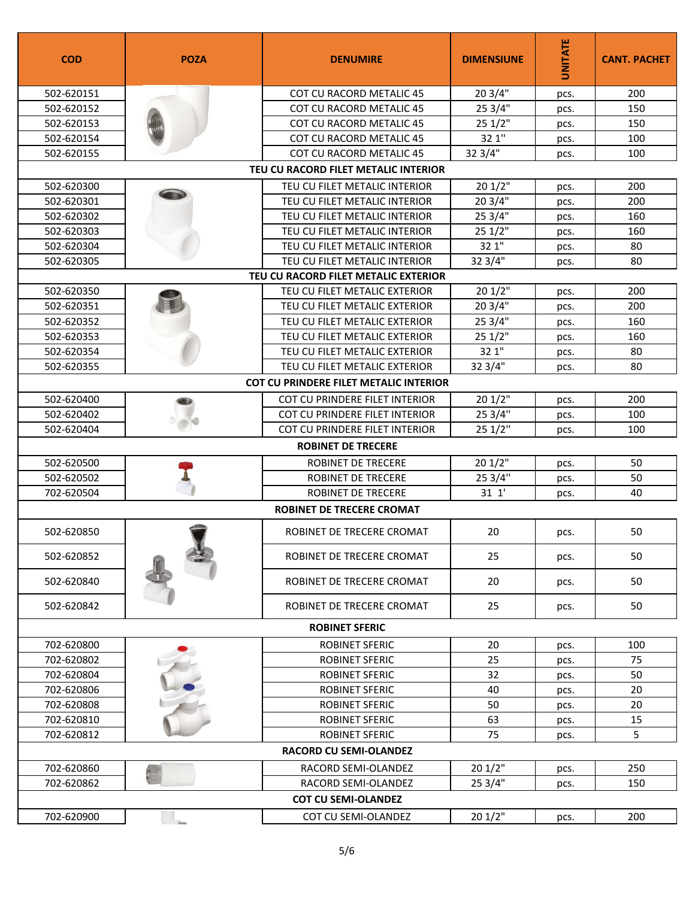| COD | POZA | DENUMIRE | DIMENSIUNE | UNITATE | CANT. PACHET |
|---|---|---|---|---|---|
| 502-620151 | | COT CU RACORD METALIC 45 | 20 3/4" | pcs. | 200 |
| 502-620152 | | COT CU RACORD METALIC 45 | 25 3/4" | pcs. | 150 |
| 502-620153 | | COT CU RACORD METALIC 45 | 25 1/2" | pcs. | 150 |
| 502-620154 | | COT CU RACORD METALIC 45 | 32 1" | pcs. | 100 |
| 502-620155 | | COT CU RACORD METALIC 45 | 32 3/4" | pcs. | 100 |
| **TEU CU RACORD FILET METALIC INTERIOR** | | | | | |
| 502-620300 | | TEU CU FILET METALIC INTERIOR | 20 1/2" | pcs. | 200 |
| 502-620301 | | TEU CU FILET METALIC INTERIOR | 20 3/4" | pcs. | 200 |
| 502-620302 | | TEU CU FILET METALIC INTERIOR | 25 3/4" | pcs. | 160 |
| 502-620303 | | TEU CU FILET METALIC INTERIOR | 25 1/2" | pcs. | 160 |
| 502-620304 | | TEU CU FILET METALIC INTERIOR | 32 1" | pcs. | 80 |
| 502-620305 | | TEU CU FILET METALIC INTERIOR | 32 3/4" | pcs. | 80 |
| **TEU CU RACORD FILET METALIC EXTERIOR** | | | | | |
| 502-620350 | | TEU CU FILET METALIC EXTERIOR | 20 1/2" | pcs. | 200 |
| 502-620351 | | TEU CU FILET METALIC EXTERIOR | 20 3/4" | pcs. | 200 |
| 502-620352 | | TEU CU FILET METALIC EXTERIOR | 25 3/4" | pcs. | 160 |
| 502-620353 | | TEU CU FILET METALIC EXTERIOR | 25 1/2" | pcs. | 160 |
| 502-620354 | | TEU CU FILET METALIC EXTERIOR | 32 1" | pcs. | 80 |
| 502-620355 | | TEU CU FILET METALIC EXTERIOR | 32 3/4" | pcs. | 80 |
| **COT CU PRINDERE FILET METALIC INTERIOR** | | | | | |
| 502-620400 | | COT CU PRINDERE FILET INTERIOR | 20 1/2" | pcs. | 200 |
| 502-620402 | | COT CU PRINDERE FILET INTERIOR | 25 3/4" | pcs. | 100 |
| 502-620404 | | COT CU PRINDERE FILET INTERIOR | 25 1/2" | pcs. | 100 |
| **ROBINET DE TRECERE** | | | | | |
| 502-620500 | | ROBINET DE TRECERE | 20 1/2" | pcs. | 50 |
| 502-620502 | | ROBINET DE TRECERE | 25 3/4" | pcs. | 50 |
| 702-620504 | | ROBINET DE TRECERE | 31 1' | pcs. | 40 |
| **ROBINET DE TRECERE CROMAT** | | | | | |
| 502-620850 | | ROBINET DE TRECERE CROMAT | 20 | pcs. | 50 |
| 502-620852 | | ROBINET DE TRECERE CROMAT | 25 | pcs. | 50 |
| 502-620840 | | ROBINET DE TRECERE CROMAT | 20 | pcs. | 50 |
| 502-620842 | | ROBINET DE TRECERE CROMAT | 25 | pcs. | 50 |
| **ROBINET SFERIC** | | | | | |
| 702-620800 | | ROBINET SFERIC | 20 | pcs. | 100 |
| 702-620802 | | ROBINET SFERIC | 25 | pcs. | 75 |
| 702-620804 | | ROBINET SFERIC | 32 | pcs. | 50 |
| 702-620806 | | ROBINET SFERIC | 40 | pcs. | 20 |
| 702-620808 | | ROBINET SFERIC | 50 | pcs. | 20 |
| 702-620810 | | ROBINET SFERIC | 63 | pcs. | 15 |
| 702-620812 | | ROBINET SFERIC | 75 | pcs. | 5 |
| **RACORD CU SEMI-OLANDEZ** | | | | | |
| 702-620860 | | RACORD SEMI-OLANDEZ | 20 1/2" | pcs. | 250 |
| 702-620862 | | RACORD SEMI-OLANDEZ | 25 3/4" | pcs. | 150 |
| **COT CU SEMI-OLANDEZ** | | | | | |
| 702-620900 | | COT CU SEMI-OLANDEZ | 20 1/2" | pcs. | 200 |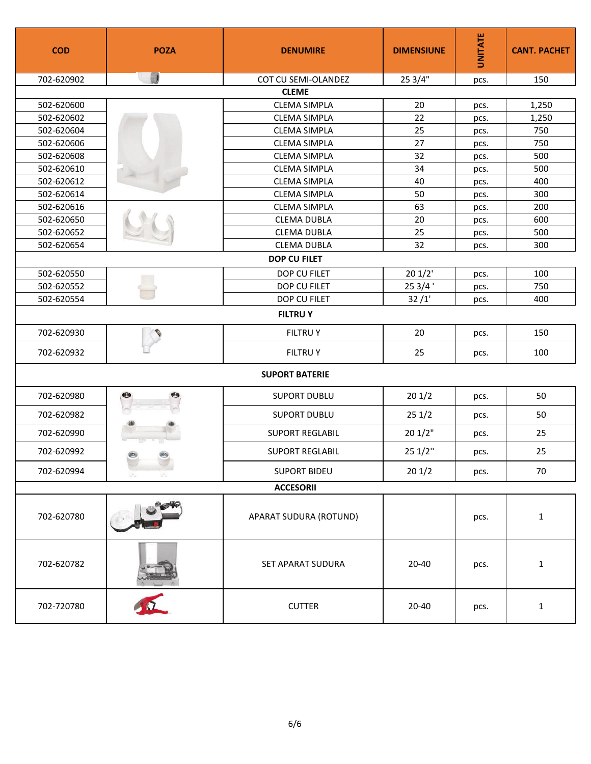| COD | POZA | DENUMIRE | DIMENSIUNE | UNITATE | CANT. PACHET |
|---|---|---|---|---|---|
| 702-620902 | | COT CU SEMI-OLANDEZ | 25 3/4" | pcs. | 150 |
| | | **CLEME** | | | |
| 502-620600 | | CLEMA SIMPLA | 20 | pcs. | 1,250 |
| 502-620602 | | CLEMA SIMPLA | 22 | pcs. | 1,250 |
| 502-620604 | | CLEMA SIMPLA | 25 | pcs. | 750 |
| 502-620606 | | CLEMA SIMPLA | 27 | pcs. | 750 |
| 502-620608 | | CLEMA SIMPLA | 32 | pcs. | 500 |
| 502-620610 | | CLEMA SIMPLA | 34 | pcs. | 500 |
| 502-620612 | | CLEMA SIMPLA | 40 | pcs. | 400 |
| 502-620614 | | CLEMA SIMPLA | 50 | pcs. | 300 |
| 502-620616 | | CLEMA SIMPLA | 63 | pcs. | 200 |
| 502-620650 | | CLEMA DUBLA | 20 | pcs. | 600 |
| 502-620652 | | CLEMA DUBLA | 25 | pcs. | 500 |
| 502-620654 | | CLEMA DUBLA | 32 | pcs. | 300 |
| | | **DOP CU FILET** | | | |
| 502-620550 | | DOP CU FILET | 20 1/2' | pcs. | 100 |
| 502-620552 | | DOP CU FILET | 25 3/4 ' | pcs. | 750 |
| 502-620554 | | DOP CU FILET | 32 /1' | pcs. | 400 |
| | | **FILTRU Y** | | | |
| 702-620930 | | FILTRU Y | 20 | pcs. | 150 |
| 702-620932 | | FILTRU Y | 25 | pcs. | 100 |
| | | **SUPORT BATERIE** | | | |
| 702-620980 | | SUPORT DUBLU | 20 1/2 | pcs. | 50 |
| 702-620982 | | SUPORT DUBLU | 25 1/2 | pcs. | 50 |
| 702-620990 | | SUPORT REGLABIL | 20 1/2" | pcs. | 25 |
| 702-620992 | | SUPORT REGLABIL | 25 1/2" | pcs. | 25 |
| 702-620994 | | SUPORT BIDEU | 20 1/2 | pcs. | 70 |
| | | **ACCESORII** | | | |
| 702-620780 | | APARAT SUDURA (ROTUND) | | pcs. | 1 |
| 702-620782 | | SET APARAT SUDURA | 20-40 | pcs. | 1 |
| 702-720780 | | CUTTER | 20-40 | pcs. | 1 |